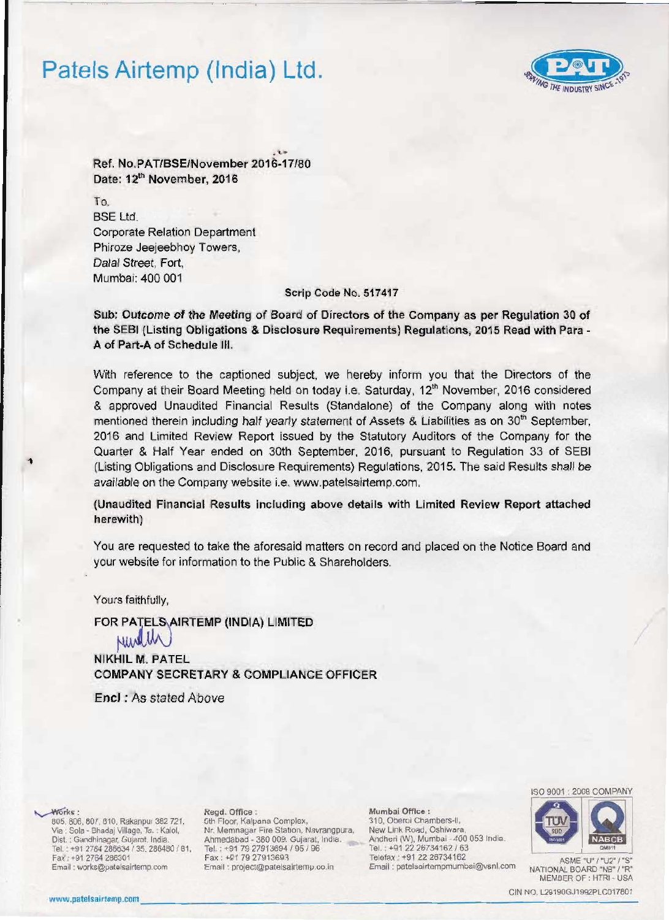# Patels Airtemp (India) Ltd.

**Ref. No.PAT/BSE/November 2016-17/80**
**Date: 12th November, 2016**

To,
BSE Ltd.
Corporate Relation Department
Phiroze Jeejeebhoy Towers,
Dalal Street, Fort,
Mumbai: 400 001

**Scrip Code No. 517417**

**Sub: Outcome of the Meeting of Board of Directors of the Company as per Regulation 30 of the SEBI (Listing Obligations & Disclosure Requirements) Regulations, 2015 Read with Para - A of Part-A of Schedule III.**

With reference to the captioned subject, we hereby inform you that the Directors of the Company at their Board Meeting held on today i.e. Saturday, 12th November, 2016 considered & approved Unaudited Financial Results (Standalone) of the Company along with notes mentioned therein including half yearly statement of Assets & Liabilities as on 30th September, 2016 and Limited Review Report issued by the Statutory Auditors of the Company for the Quarter & Half Year ended on 30th September, 2016, pursuant to Regulation 33 of SEBI (Listing Obligations and Disclosure Requirements) Regulations, 2015. The said Results shall be available on the Company website i.e. www.patelsairtemp.com.

**(Unaudited Financial Results including above details with Limited Review Report attached herewith)**

You are requested to take the aforesaid matters on record and placed on the Notice Board and your website for information to the Public & Shareholders.

Yours faithfully,

**FOR PATELS AIRTEMP (INDIA) LIMITED**

**NIKHIL M. PATEL**
**COMPANY SECRETARY & COMPLIANCE OFFICER**

**Encl :** *As stated Above*

**Works :** 805, 806, 807, 810, Rakanpur 382 721, Via : Sola - Bhadaj Village, Ta. : Kalol, Dist. : Gandhinagar, Gujarat, India. Tel. : +91 2764 286634 / 35, 286480 / 81, Fax : +91 2764 286301 Email : works@patelsairtemp.com

**Regd. Office :** 5th Floor, Kalpana Complex, Nr. Memnagar Fire Station, Navrangpura, Ahmedabad - 380 009. Gujarat, India. Tel. : +91 79 27913694 / 95 / 96 Fax : +91 79 27913693 Email : project@patelsairtemp.co.in

**Mumbai Office :** 310, Oberoi Chambers-II, New Link Road, Oshiwara, Andheri (W), Mumbai - 400 053 India. Tel. : +91 22 26734162 / 63 Telefax : +91 22 26734162 Email : patelsairtempmumbai@vsnl.com

ISO 9001 : 2008 COMPANY

ASME "U" / "U2" / "S" NATIONAL BOARD "NB" / "R" MEMBER OF : HTRI - USA

CIN NO. L29190GJ1992PLC017801

www.patelsairtemp.com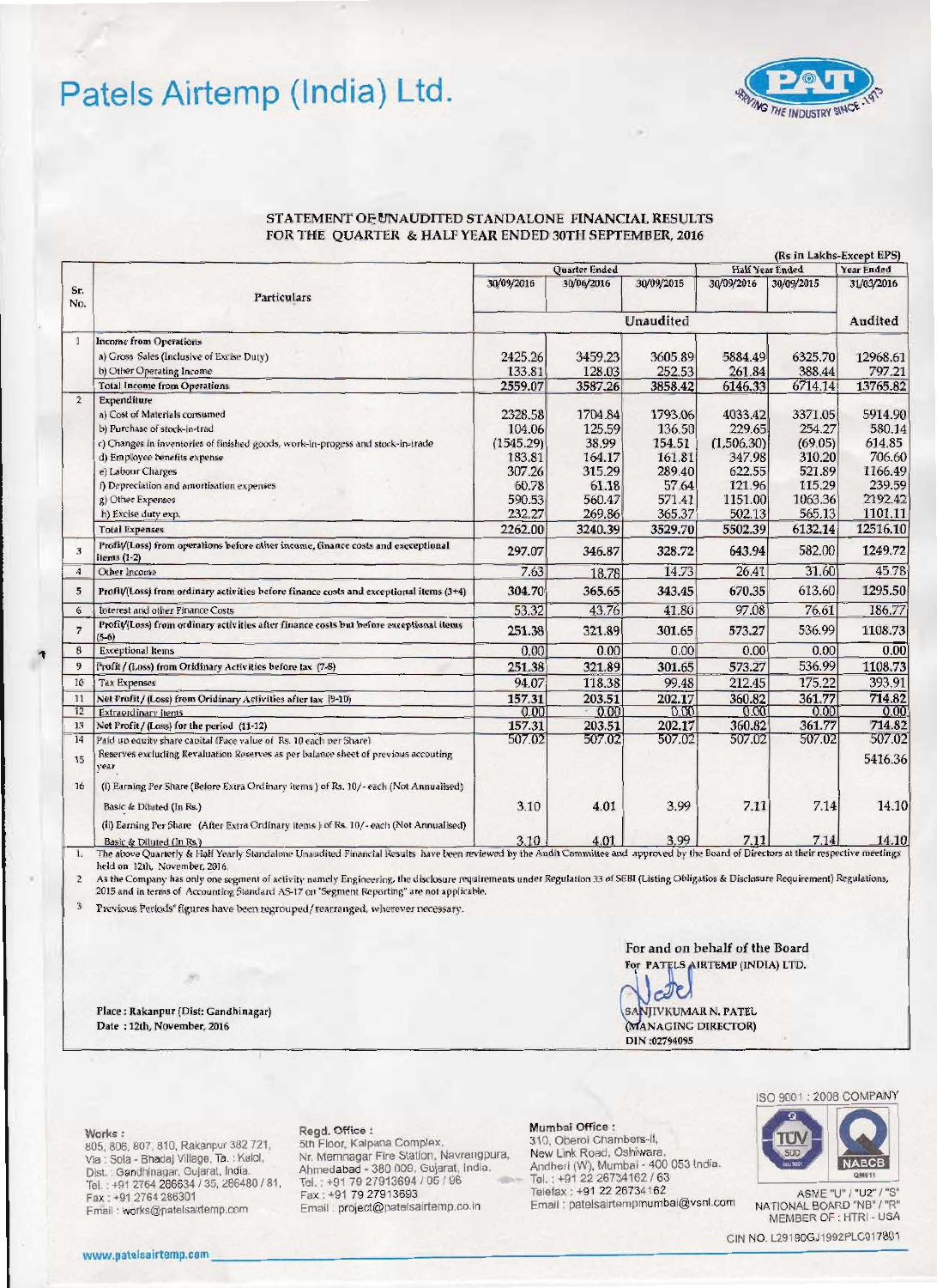# Patels Airtemp (India) Ltd.

## STATEMENT OF UNAUDITED STANDALONE FINANCIAL RESULTS FOR THE QUARTER & HALF YEAR ENDED 30TH SEPTEMBER, 2016

(Rs in Lakhs-Except EPS)

| Sr. No. | Particulars | Quarter Ended | | | Half Year Ended | | Year Ended |
|---|---|---|---|---|---|---|---|
| | | 30/09/2016 | 30/06/2016 | 30/09/2015 | 30/09/2016 | 30/09/2015 | 31/03/2016 |
| | | Unaudited | | | | | Audited |
| 1 | Income from Operations | | | | | | |
| | a) Gross Sales (Inclusive of Excise Duty) | 2425.26 | 3459.23 | 3605.89 | 5884.49 | 6325.70 | 12968.61 |
| | b) Other Operating Income | 133.81 | 128.03 | 252.53 | 261.84 | 388.44 | 797.21 |
| | Total Income from Operations | 2559.07 | 3587.26 | 3858.42 | 6146.33 | 6714.14 | 13765.82 |
| 2 | Expenditure | | | | | | |
| | a) Cost of Materials consumed | 2328.58 | 1704.84 | 1793.06 | 4033.42 | 3371.05 | 5914.90 |
| | b) Purchase of stock-in-trad | 104.06 | 125.59 | 136.50 | 229.65 | 254.27 | 580.14 |
| | c) Changes in inventories of finished goods, work-in-progess and stock-in-trade | (1545.29) | 38.99 | 154.51 | (1,506.30) | (69.05) | 614.85 |
| | d) Employee benefits expense | 183.81 | 164.17 | 161.81 | 347.98 | 310.20 | 706.60 |
| | e) Labour Charges | 307.26 | 315.29 | 289.40 | 622.55 | 521.89 | 1166.49 |
| | f) Depreciation and amortisation expenses | 60.78 | 61.18 | 57.64 | 121.96 | 115.29 | 239.59 |
| | g) Other Expenses | 590.53 | 560.47 | 571.41 | 1151.00 | 1063.36 | 2192.42 |
| | h) Excise duty exp. | 232.27 | 269.86 | 365.37 | 502.13 | 565.13 | 1101.11 |
| | Total Expenses | 2262.00 | 3240.39 | 3529.70 | 5502.39 | 6132.14 | 12516.10 |
| 3 | Profit/(Loss) from operations before other income, finance costs and exceptional items (1-2) | 297.07 | 346.87 | 328.72 | 643.94 | 582.00 | 1249.72 |
| 4 | Other Income | 7.63 | 18.78 | 14.73 | 26.41 | 31.60 | 45.78 |
| 5 | Profit/(Loss) from ordinary activities before finance costs and exceptional items (3+4) | 304.70 | 365.65 | 343.45 | 670.35 | 613.60 | 1295.50 |
| 6 | Interest and other Finance Costs | 53.32 | 43.76 | 41.80 | 97.08 | 76.61 | 186.77 |
| 7 | Profit/(Loss) from ordinary activities after finance costs but before exceptional items (5-6) | 251.38 | 321.89 | 301.65 | 573.27 | 536.99 | 1108.73 |
| 8 | Exceptional Items | 0.00 | 0.00 | 0.00 | 0.00 | 0.00 | 0.00 |
| 9 | Profit / (Loss) from Oridinary Activities before tax (7-8) | 251.38 | 321.89 | 301.65 | 573.27 | 536.99 | 1108.73 |
| 10 | Tax Expenses | 94.07 | 118.38 | 99.48 | 212.45 | 175.22 | 393.91 |
| 11 | Net Profit / (Loss) from Oridinary Activities after tax (9-10) | 157.31 | 203.51 | 202.17 | 360.82 | 361.77 | 714.82 |
| 12 | Extraordinary Items | 0.00 | 0.00 | 0.00 | 0.00 | 0.00 | 0.00 |
| 13 | Net Profit / (Loss) for the period (11-12) | 157.31 | 203.51 | 202.17 | 360.82 | 361.77 | 714.82 |
| 14 | Paid up equity share capital (Face value of Rs. 10 each per Share) | 507.02 | 507.02 | 507.02 | 507.02 | 507.02 | 507.02 |
| 15 | Reserves excluding Revaluation Reserves as per balance sheet of previous accounting year | | | | | | 5416.36 |
| 16 | (i) Earning Per Share (Before Extra Ordinary items ) of Rs. 10/- each (Not Annualised) | | | | | | |
| | Basic & Diluted (In Rs.) | 3.10 | 4.01 | 3.99 | 7.11 | 7.14 | 14.10 |
| | (ii) Earning Per Share (After Extra Ordinary items ) of Rs. 10/- each (Not Annualised) | | | | | | |
| | Basic & Diluted (In Rs.) | 3.10 | 4.01 | 3.99 | 7.11 | 7.14 | 14.10 |

1. The above Quarterly & Half Yearly Standalone Unaudited Financial Results have been reviewed by the Audit Committee and approved by the Board of Directors at their respective meetings held on 12th, November, 2016.
2. As the Company has only one segment of activity namely Engineering, the disclosure requirements under Regulation 33 of SEBI (Listing Obligatios & Disclosure Requirement) Regulations, 2015 and in terms of Accounting Standard AS-17 on "Segment Reporting" are not applicable.
3. Previous Periods' figures have been regrouped/rearranged, wherever necessary.

For and on behalf of the Board
For PATELS AIRTEMP (INDIA) LTD.

SANJIVKUMAR N. PATEL
(MANAGING DIRECTOR)
DIN :02794095

Place : Rakanpur (Dist: Gandhinagar)
Date : 12th, November, 2016

**Works :**
805, 806, 807, 810, Rakanpur 382 721,
Via : Sola - Bhadaj Village, Ta. : Kalol,
Dist. : Gandhinagar, Gujarat, India.
Tel. : +91 2764 286634 / 35, 286480 / 81,
Fax : +91 2764 286301
Email : works@patelsairtemp.com

**Regd. Office :**
5th Floor, Kalpana Complex,
Nr. Memnagar Fire Station, Navrangpura,
Ahmedabad - 380 009. Gujarat, India.
Tel. : +91 79 27913694 / 95 / 96
Fax : +91 79 27913693
Email : project@patelsairtemp.co.in

**Mumbai Office :**
310, Oberoi Chambers-II,
New Link Road, Oshiwara,
Andheri (W), Mumbai - 400 053 India.
Tel. : +91 22 26734162 / 63
Telefax : +91 22 26734162
Email : patelsairtempmumbai@vsnl.com

ISO 9001 : 2008 COMPANY

ASME "U" / "U2" / "S"
NATIONAL BOARD "NB" / "R"
MEMBER OF : HTRI - USA

CIN NO. L29190GJ1992PLC017801

www.patelsairtemp.com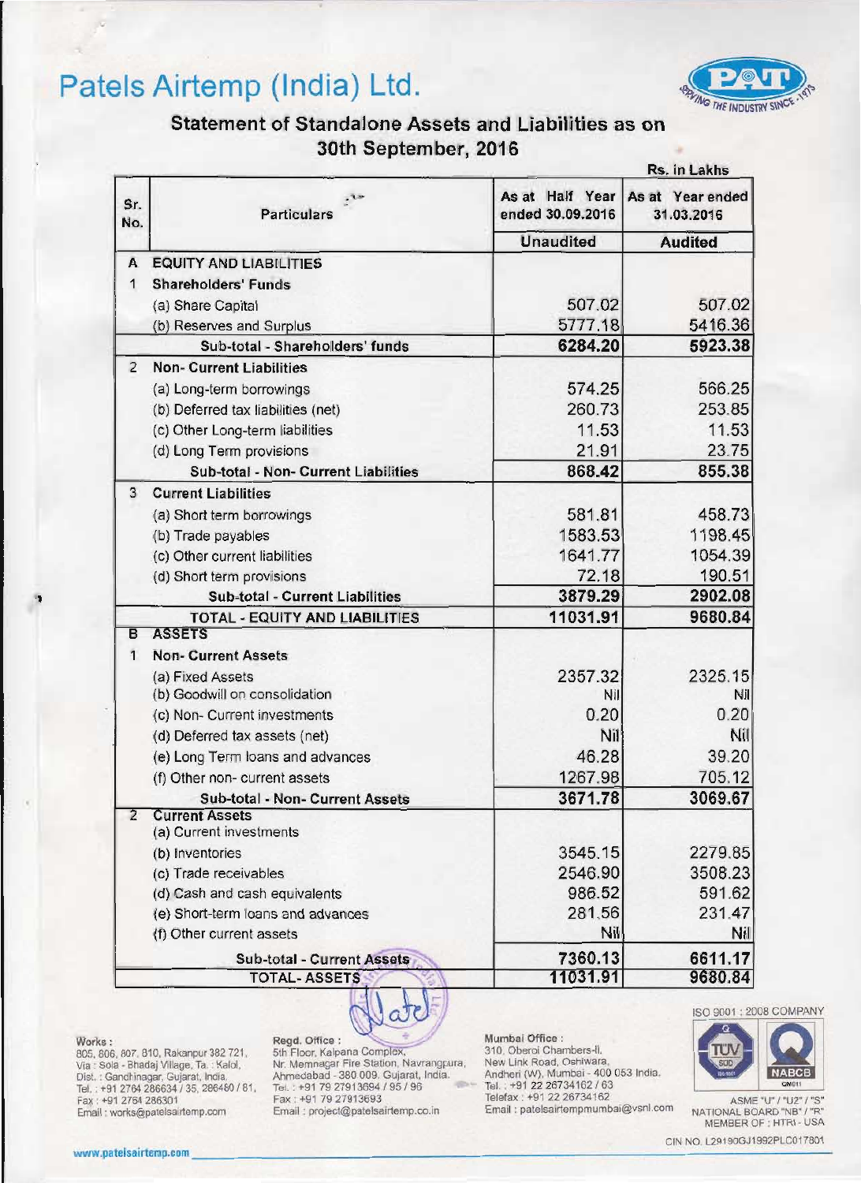# Patels Airtemp (India) Ltd.

## Statement of Standalone Assets and Liabilities as on 30th September, 2016

Rs. in Lakhs

| Sr. No. | Particulars | As at Half Year ended 30.09.2016 | As at Year ended 31.03.2016 |
|---|---|---|---|
| | | Unaudited | Audited |
| A | **EQUITY AND LIABILITIES** | | |
| 1 | **Shareholders' Funds** | | |
| | (a) Share Capital | 507.02 | 507.02 |
| | (b) Reserves and Surplus | 5777.18 | 5416.36 |
| | **Sub-total - Shareholders' funds** | **6284.20** | **5923.38** |
| 2 | **Non- Current Liabilities** | | |
| | (a) Long-term borrowings | 574.25 | 566.25 |
| | (b) Deferred tax liabilities (net) | 260.73 | 253.85 |
| | (c) Other Long-term liabilities | 11.53 | 11.53 |
| | (d) Long Term provisions | 21.91 | 23.75 |
| | **Sub-total - Non- Current Liabilities** | **868.42** | **855.38** |
| 3 | **Current Liabilities** | | |
| | (a) Short term borrowings | 581.81 | 458.73 |
| | (b) Trade payables | 1583.53 | 1198.45 |
| | (c) Other current liabilities | 1641.77 | 1054.39 |
| | (d) Short term provisions | 72.18 | 190.51 |
| | **Sub-total - Current Liabilities** | **3879.29** | **2902.08** |
| | **TOTAL - EQUITY AND LIABILITIES** | **11031.91** | **9680.84** |
| B | **ASSETS** | | |
| 1 | **Non- Current Assets** | | |
| | (a) Fixed Assets | 2357.32 | 2325.15 |
| | (b) Goodwill on consolidation | Nil | Nil |
| | (c) Non- Current investments | 0.20 | 0.20 |
| | (d) Deferred tax assets (net) | Nil | Nil |
| | (e) Long Term loans and advances | 46.28 | 39.20 |
| | (f) Other non- current assets | 1267.98 | 705.12 |
| | **Sub-total - Non- Current Assets** | **3671.78** | **3069.67** |
| 2 | **Current Assets** | | |
| | (a) Current investments | | |
| | (b) Inventories | 3545.15 | 2279.85 |
| | (c) Trade receivables | 2546.90 | 3508.23 |
| | (d) Cash and cash equivalents | 986.52 | 591.62 |
| | (e) Short-term loans and advances | 281.56 | 231.47 |
| | (f) Other current assets | Nil | Nil |
| | **Sub-total - Current Assets** | **7360.13** | **6611.17** |
| | **TOTAL- ASSETS** | **11031.91** | **9680.84** |

**Works :**
805, 806, 807, 810, Rakanpur 382 721,
Via : Sola - Bhadaj Village, Ta. : Kalol,
Dist. : Gandhinagar, Gujarat, India.
Tel. : +91 2764 286634 / 35, 286480 / 81,
Fax : +91 2764 286301
Email : works@patelsairtemp.com

**Regd. Office :**
5th Floor, Kalpana Complex,
Nr. Memnagar Fire Station, Navrangpura,
Ahmedabad - 380 009. Gujarat, India.
Tel. : +91 79 27913694 / 95 / 96
Fax : +91 79 27913693
Email : project@patelsairtemp.co.in

**Mumbai Office :**
310, Oberoi Chambers-II,
New Link Road, Oshiwara,
Andheri (W), Mumbai - 400 053 India.
Tel. : +91 22 26734162 / 63
Telefax : +91 22 26734162
Email : patelsairtempmumbai@vsnl.com

ISO 9001 : 2008 COMPANY

ASME "U" / "U2" / "S"
NATIONAL BOARD "NB" / "R"
MEMBER OF : HTRI - USA

CIN NO. L29190GJ1992PLC017801

www.patelsairtemp.com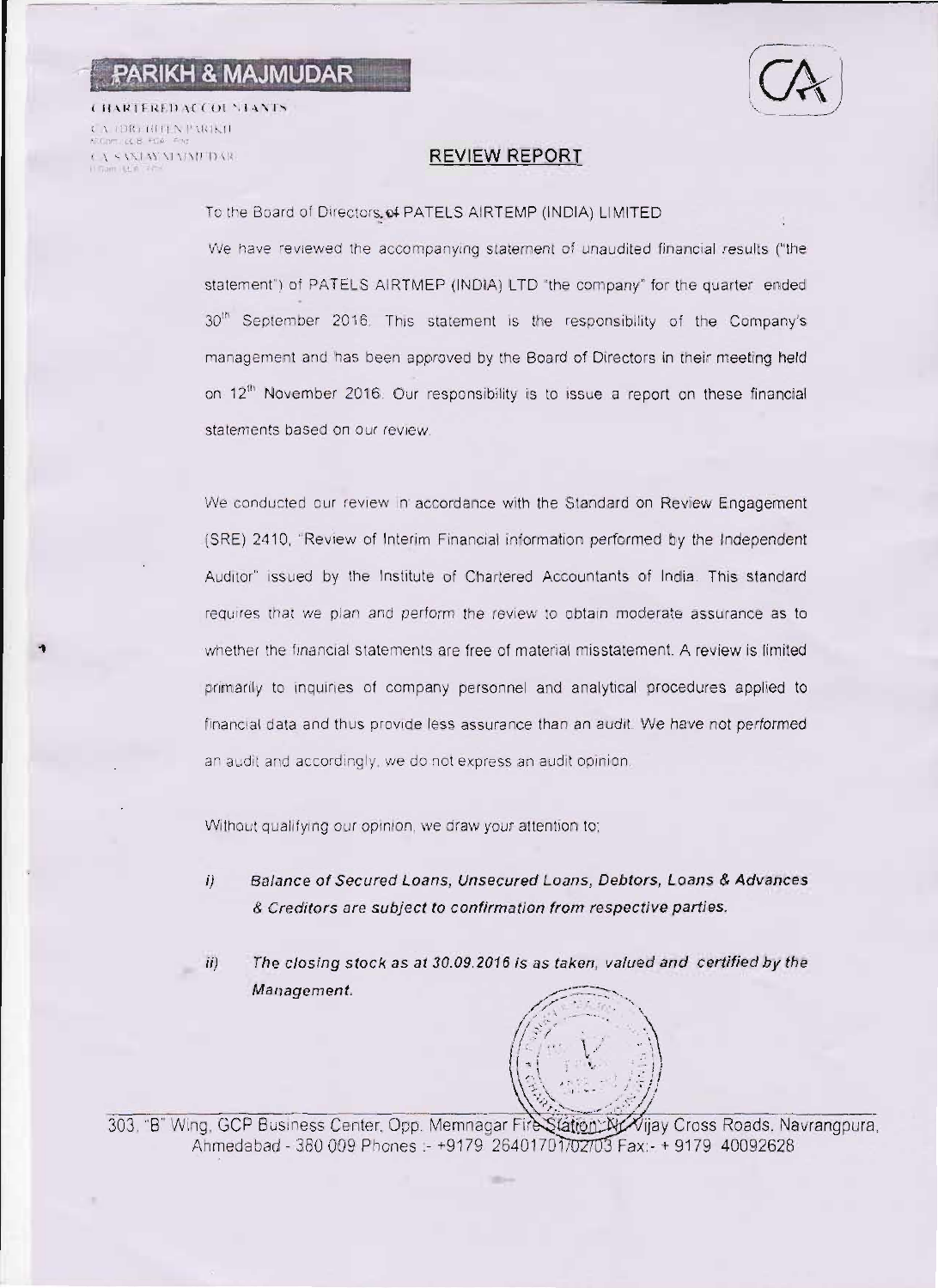# PARIKH & MAJMUDAR

CHARTERED ACCOUNTANTS

CA. (DR.) HITEN PARIKH

CA. SANJAY MAJMUDAR

## REVIEW REPORT

To the Board of Directors of PATELS AIRTEMP (INDIA) LIMITED

We have reviewed the accompanying statement of unaudited financial results ("the statement") of PATELS AIRTMEP (INDIA) LTD "the company" for the quarter ended 30th September 2016. This statement is the responsibility of the Company's management and has been approved by the Board of Directors in their meeting held on 12th November 2016. Our responsibility is to issue a report on these financial statements based on our review.

We conducted our review in accordance with the Standard on Review Engagement (SRE) 2410, "Review of Interim Financial information performed by the Independent Auditor" issued by the Institute of Chartered Accountants of India. This standard requires that we plan and perform the review to obtain moderate assurance as to whether the financial statements are free of material misstatement. A review is limited primarily to inquiries of company personnel and analytical procedures applied to financial data and thus provide less assurance than an audit. We have not performed an audit and accordingly, we do not express an audit opinion.

Without qualifying our opinion, we draw your attention to;

i) ***Balance of Secured Loans, Unsecured Loans, Debtors, Loans & Advances & Creditors are subject to confirmation from respective parties.***

ii) ***The closing stock as at 30.09.2016 is as taken, valued and certified by the Management.***

303, "B" Wing, GCP Business Center, Opp. Memnagar Fire Station, Nr. Vijay Cross Roads, Navrangpura, Ahmedabad - 380 009 Phones :- +9179 26401701/02/03 Fax:- + 9179 40092628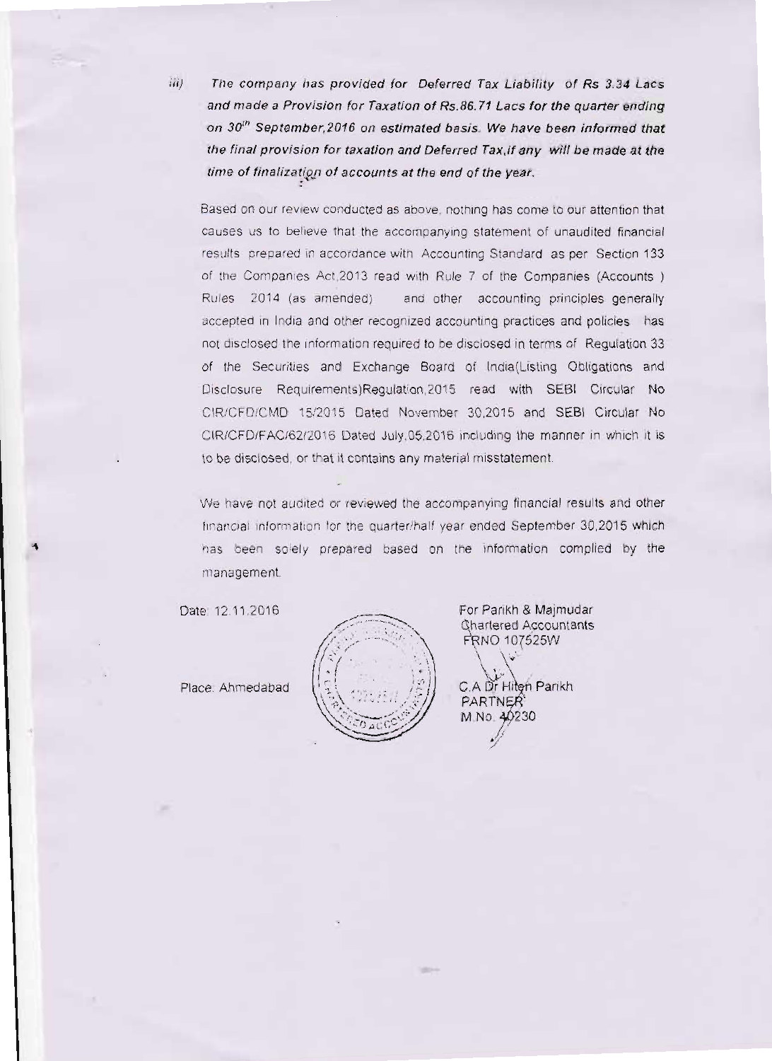iii) *The company has provided for Deferred Tax Liability of Rs 3.34 Lacs and made a Provision for Taxation of Rs.86.71 Lacs for the quarter ending on 30th September,2016 on estimated basis. We have been informed that the final provision for taxation and Deferred Tax,if any will be made at the time of finalization of accounts at the end of the year.*

Based on our review conducted as above, nothing has come to our attention that causes us to believe that the accompanying statement of unaudited financial results prepared in accordance with Accounting Standard as per Section 133 of the Companies Act,2013 read with Rule 7 of the Companies (Accounts ) Rules 2014 (as amended) and other accounting principles generally accepted in India and other recognized accounting practices and policies has not disclosed the information required to be disclosed in terms of Regulation 33 of the Securities and Exchange Board of India(Listing Obligations and Disclosure Requirements)Regulation,2015 read with SEBI Circular No CIR/CFD/CMD 15/2015 Dated November 30,2015 and SEBI Circular No CIR/CFD/FAC/62/2016 Dated July,05,2016 including the manner in which it is to be disclosed, or that it contains any material misstatement.

We have not audited or reviewed the accompanying financial results and other financial information for the quarter/half year ended September 30,2015 which has been solely prepared based on the information complied by the management.

Date: 12.11.2016

Place: Ahmedabad

For Parikh & Majmudar
Chartered Accountants
FRNO 107525W

C.A Dr Hiten Parikh
PARTNER
M.No. 40230